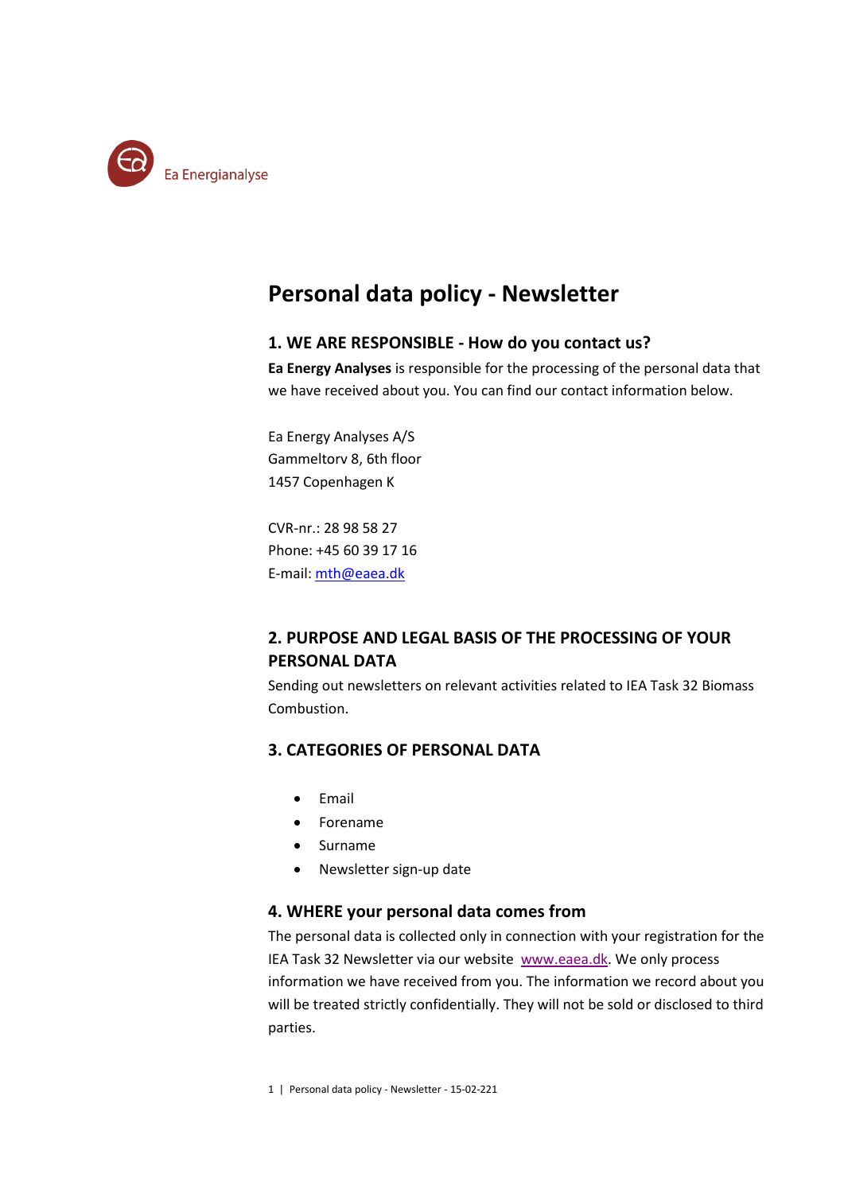Ea Energianalyse

# Personal data policy - Newsletter

## 1. WE ARE RESPONSIBLE - How do you contact us?

**Ea Energy Analyses** is responsible for the processing of the personal data that we have received about you. You can find our contact information below.

Ea Energy Analyses A/S
Gammeltorv 8, 6th floor
1457 Copenhagen K

CVR-nr.: 28 98 58 27
Phone: +45 60 39 17 16
E-mail: mth@eaea.dk

## 2. PURPOSE AND LEGAL BASIS OF THE PROCESSING OF YOUR PERSONAL DATA

Sending out newsletters on relevant activities related to IEA Task 32 Biomass Combustion.

## 3. CATEGORIES OF PERSONAL DATA

- Email
- Forename
- Surname
- Newsletter sign-up date

## 4. WHERE your personal data comes from

The personal data is collected only in connection with your registration for the IEA Task 32 Newsletter via our website www.eaea.dk. We only process information we have received from you. The information we record about you will be treated strictly confidentially. They will not be sold or disclosed to third parties.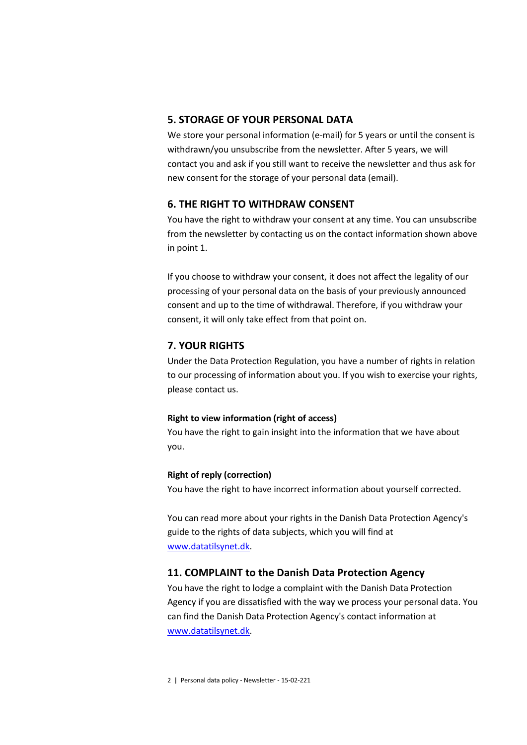## 5. STORAGE OF YOUR PERSONAL DATA

We store your personal information (e-mail) for 5 years or until the consent is withdrawn/you unsubscribe from the newsletter. After 5 years, we will contact you and ask if you still want to receive the newsletter and thus ask for new consent for the storage of your personal data (email).

## 6. THE RIGHT TO WITHDRAW CONSENT

You have the right to withdraw your consent at any time. You can unsubscribe from the newsletter by contacting us on the contact information shown above in point 1.

If you choose to withdraw your consent, it does not affect the legality of our processing of your personal data on the basis of your previously announced consent and up to the time of withdrawal. Therefore, if you withdraw your consent, it will only take effect from that point on.

## 7. YOUR RIGHTS

Under the Data Protection Regulation, you have a number of rights in relation to our processing of information about you. If you wish to exercise your rights, please contact us.

#### Right to view information (right of access)

You have the right to gain insight into the information that we have about you.

#### Right of reply (correction)

You have the right to have incorrect information about yourself corrected.

You can read more about your rights in the Danish Data Protection Agency's guide to the rights of data subjects, which you will find at [www.datatilsynet.dk](http://www.datatilsynet.dk).

## 11. COMPLAINT to the Danish Data Protection Agency

You have the right to lodge a complaint with the Danish Data Protection Agency if you are dissatisfied with the way we process your personal data. You can find the Danish Data Protection Agency's contact information at [www.datatilsynet.dk](http://www.datatilsynet.dk).